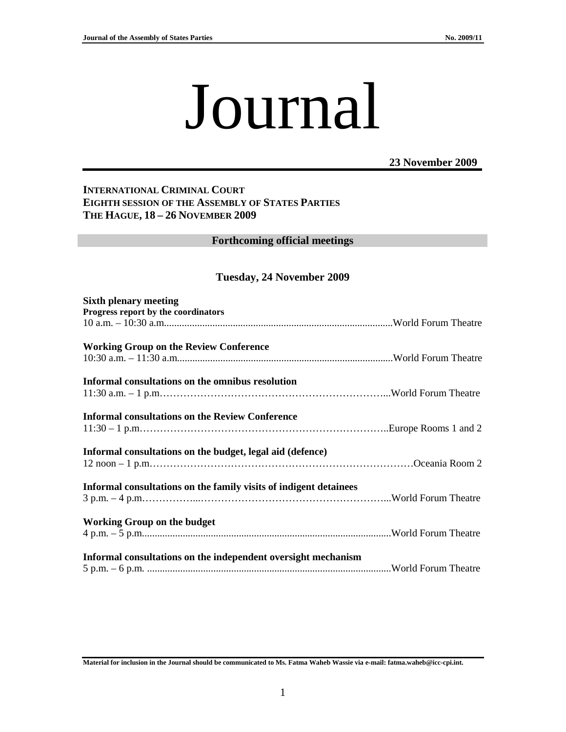# Journal

**23 November 2009**

**INTERNATIONAL CRIMINAL COURT**
**EIGHTH SESSION OF THE ASSEMBLY OF STATES PARTIES**
**THE HAGUE, 18 – 26 NOVEMBER 2009**

## Forthcoming official meetings

### Tuesday, 24 November 2009

**Sixth plenary meeting**
**Progress report by the coordinators**
10 a.m. – 10:30 a.m.........................................................................................World Forum Theatre

**Working Group on the Review Conference**
10:30 a.m. – 11:30 a.m....................................................................................World Forum Theatre

**Informal consultations on the omnibus resolution**
11:30 a.m. – 1 p.m…………………………………………………………...World Forum Theatre

**Informal consultations on the Review Conference**
11:30 – 1 p.m…………………………………………………………………..Europe Rooms 1 and 2

**Informal consultations on the budget, legal aid (defence)**
12 noon – 1 p.m………………………………………………………………………Oceania Room 2

**Informal consultations on the family visits of indigent detainees**
3 p.m. – 4 p.m……………...…………………………………………………...World Forum Theatre

**Working Group on the budget**
4 p.m. – 5 p.m.................................................................................................World Forum Theatre

**Informal consultations on the independent oversight mechanism**
5 p.m. – 6 p.m. ...............................................................................................World Forum Theatre

**Material for inclusion in the Journal should be communicated to Ms. Fatma Waheb Wassie via e-mail: fatma.waheb@icc-cpi.int.**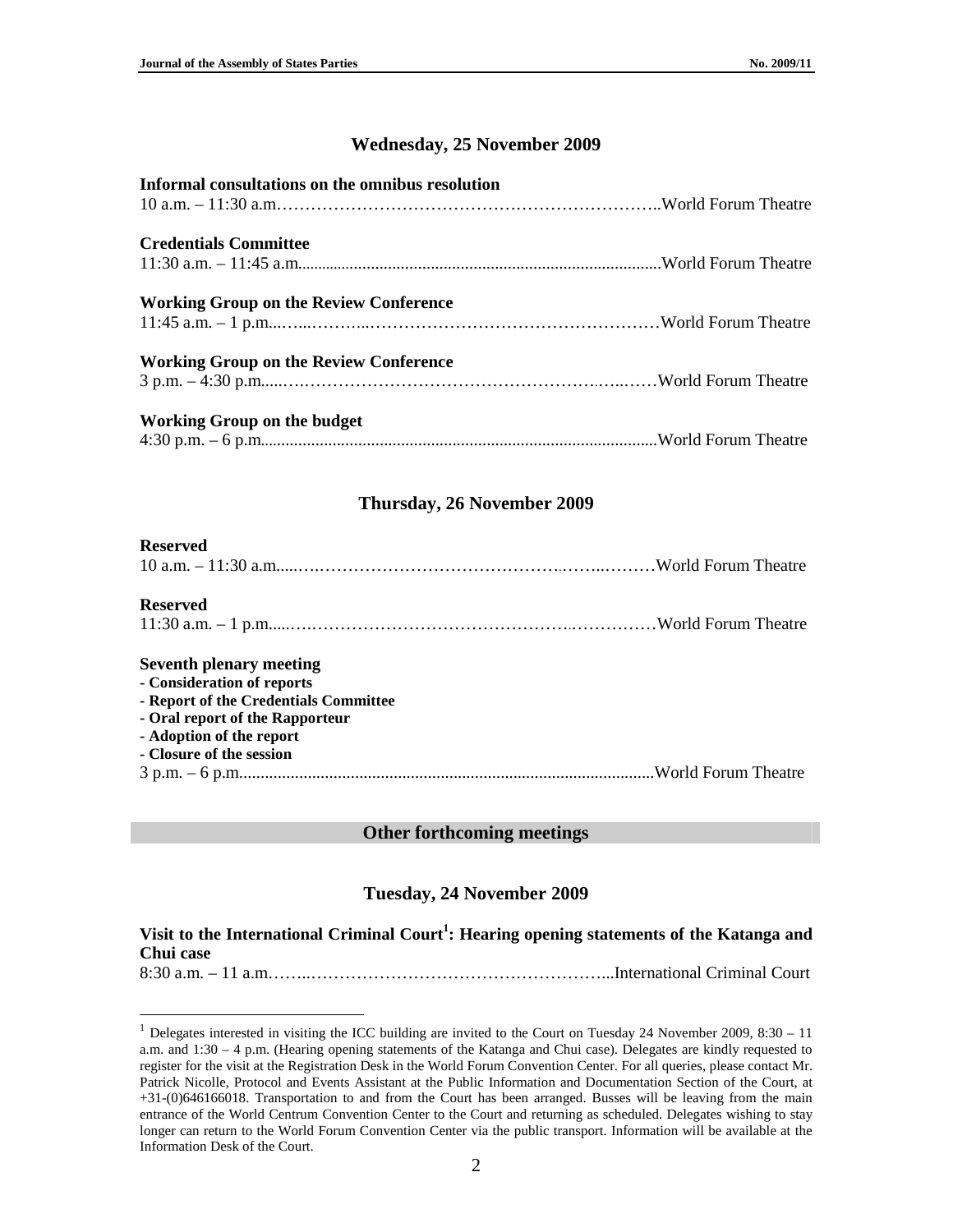## Wednesday, 25 November 2009

**Informal consultations on the omnibus resolution**
10 a.m. – 11:30 a.m.……………………………………………………………..World Forum Theatre

**Credentials Committee**
11:30 a.m. – 11:45 a.m.......................................................................................World Forum Theatre

**Working Group on the Review Conference**
11:45 a.m. – 1 p.m...…...……...……………………………………………World Forum Theatre

**Working Group on the Review Conference**
3 p.m. – 4:30 p.m.....…………………………………………………..…..……World Forum Theatre

**Working Group on the budget**
4:30 p.m. – 6 p.m.............................................................................................World Forum Theatre

## Thursday, 26 November 2009

**Reserved**
10 a.m. – 11:30 a.m.....…………………………………………..……..………World Forum Theatre

**Reserved**
11:30 a.m. – 1 p.m.....………………………………………………..……………World Forum Theatre

**Seventh plenary meeting**
- **Consideration of reports**
- **Report of the Credentials Committee**
- **Oral report of the Rapporteur**
- **Adoption of the report**
- **Closure of the session**

3 p.m. – 6 p.m................................................................................................World Forum Theatre

## Other forthcoming meetings

## Tuesday, 24 November 2009

**Visit to the International Criminal Court[1]: Hearing opening statements of the Katanga and Chui case**
8:30 a.m. – 11 a.m.……..………………………………………………...International Criminal Court

---

[1] Delegates interested in visiting the ICC building are invited to the Court on Tuesday 24 November 2009, 8:30 – 11 a.m. and 1:30 – 4 p.m. (Hearing opening statements of the Katanga and Chui case). Delegates are kindly requested to register for the visit at the Registration Desk in the World Forum Convention Center. For all queries, please contact Mr. Patrick Nicolle, Protocol and Events Assistant at the Public Information and Documentation Section of the Court, at +31-(0)646166018. Transportation to and from the Court has been arranged. Busses will be leaving from the main entrance of the World Centrum Convention Center to the Court and returning as scheduled. Delegates wishing to stay longer can return to the World Forum Convention Center via the public transport. Information will be available at the Information Desk of the Court.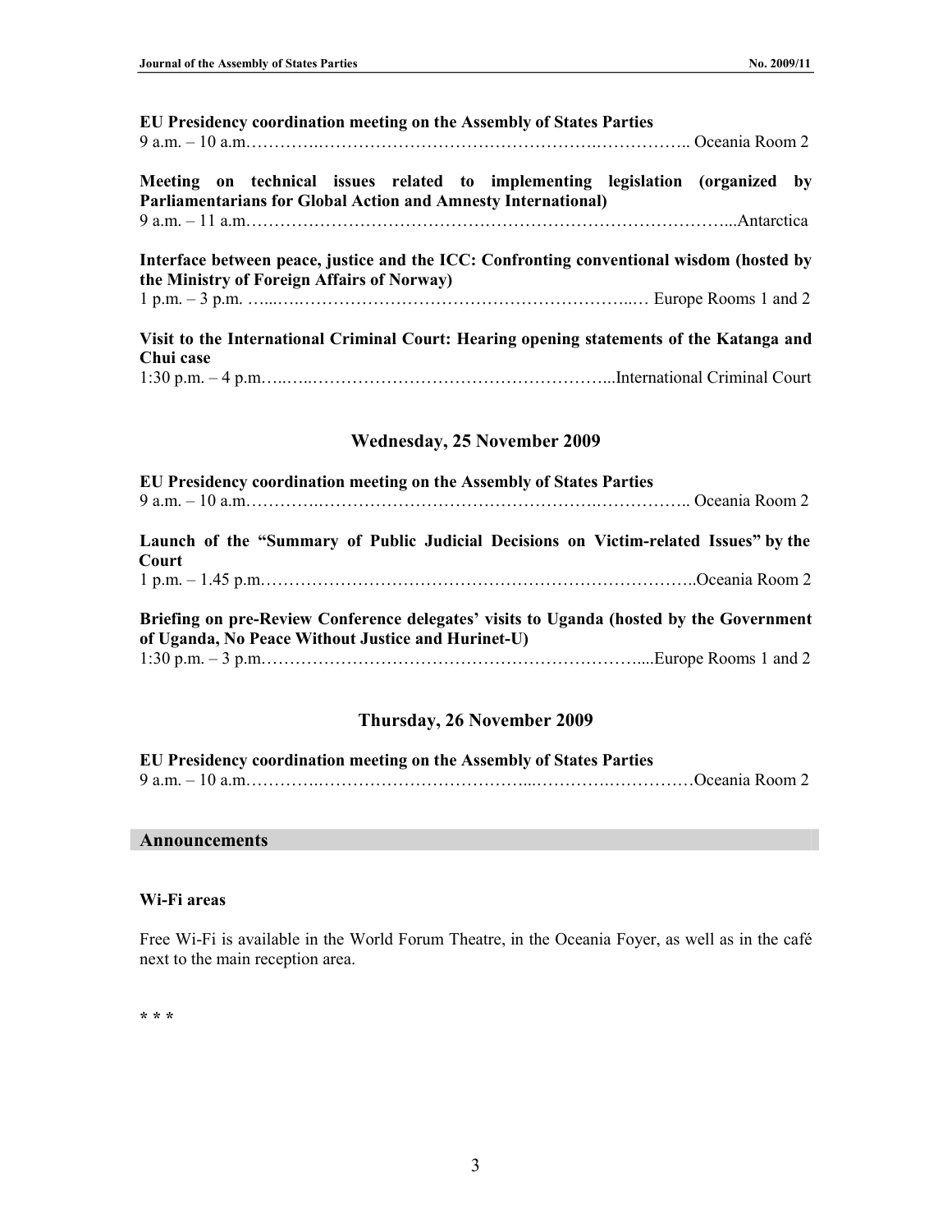**EU Presidency coordination meeting on the Assembly of States Parties**

9 a.m. – 10 a.m.………….……………………………………….…………….. Oceania Room 2

**Meeting on technical issues related to implementing legislation (organized by Parliamentarians for Global Action and Amnesty International)**

9 a.m. – 11 a.m.…………………………………………………………………………...Antarctica

**Interface between peace, justice and the ICC: Confronting conventional wisdom (hosted by the Ministry of Foreign Affairs of Norway)**

1 p.m. – 3 p.m. …..….………………………………………………………..… Europe Rooms 1 and 2

**Visit to the International Criminal Court: Hearing opening statements of the Katanga and Chui case**

1:30 p.m. – 4 p.m.…..…..………………………………………………...International Criminal Court

## Wednesday, 25 November 2009

**EU Presidency coordination meeting on the Assembly of States Parties**

9 a.m. – 10 a.m.………….……………………………………….…………….. Oceania Room 2

**Launch of the "Summary of Public Judicial Decisions on Victim-related Issues" by the Court**

1 p.m. – 1.45 p.m.…………………………………………………………………..Oceania Room 2

**Briefing on pre-Review Conference delegates' visits to Uganda (hosted by the Government of Uganda, No Peace Without Justice and Hurinet-U)**

1:30 p.m. – 3 p.m.…………………………………………………………....Europe Rooms 1 and 2

## Thursday, 26 November 2009

**EU Presidency coordination meeting on the Assembly of States Parties**

9 a.m. – 10 a.m.………….……………………………...………….……………Oceania Room 2

## Announcements

**Wi-Fi areas**

Free Wi-Fi is available in the World Forum Theatre, in the Oceania Foyer, as well as in the café next to the main reception area.

* * *